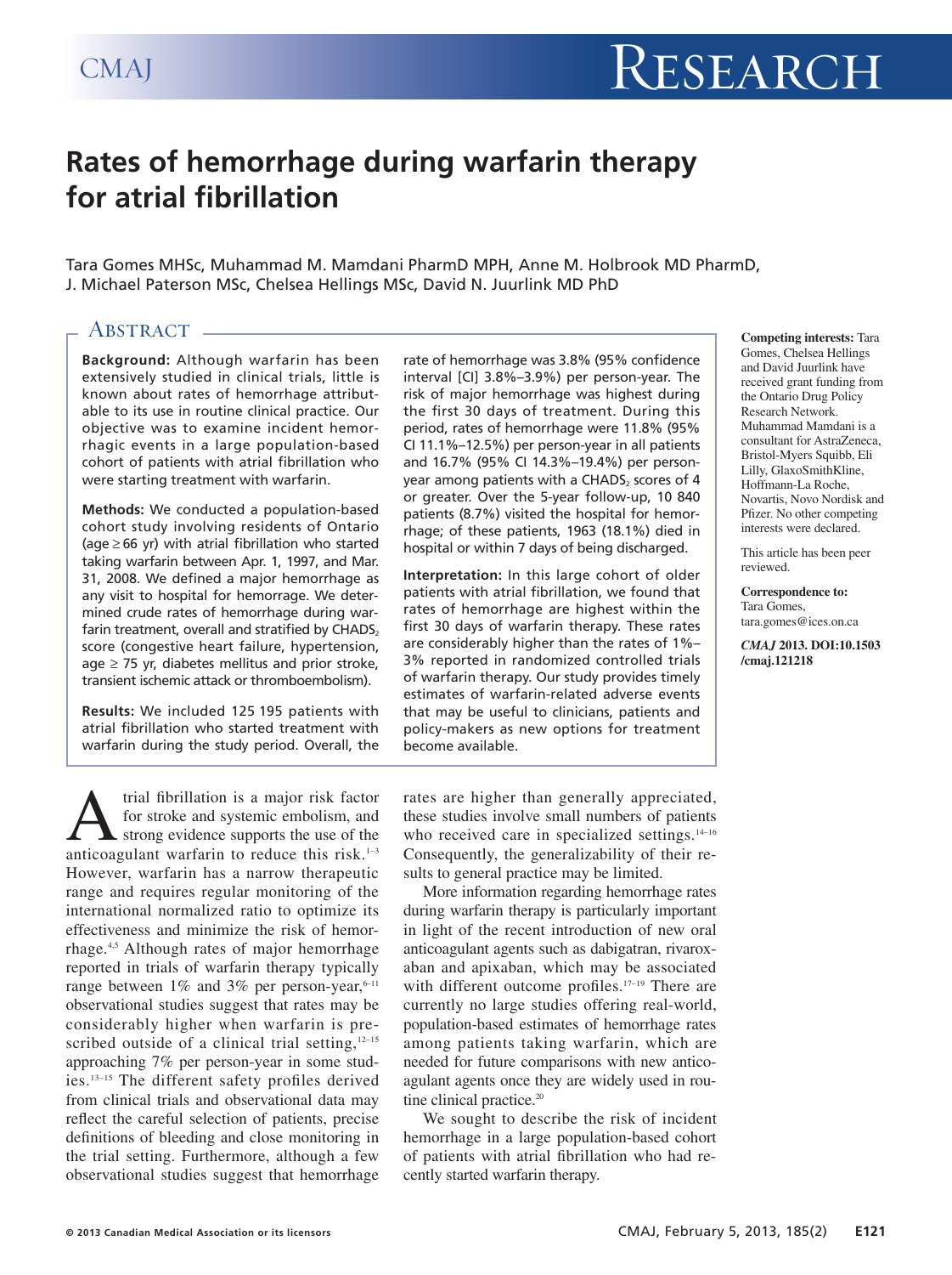# Rates of hemorrhage during warfarin therapy for atrial fibrillation

Tara Gomes MHSc, Muhammad M. Mamdani PharmD MPH, Anne M. Holbrook MD PharmD, J. Michael Paterson MSc, Chelsea Hellings MSc, David N. Juurlink MD PhD

## Abstract

**Background:** Although warfarin has been extensively studied in clinical trials, little is known about rates of hemorrhage attributable to its use in routine clinical practice. Our objective was to examine incident hemorrhagic events in a large population-based cohort of patients with atrial fibrillation who were starting treatment with warfarin.

**Methods:** We conducted a population-based cohort study involving residents of Ontario (age ≥ 66 yr) with atrial fibrillation who started taking warfarin between Apr. 1, 1997, and Mar. 31, 2008. We defined a major hemorrhage as any visit to hospital for hemorrage. We determined crude rates of hemorrhage during warfarin treatment, overall and stratified by $CHADS_2$ score (congestive heart failure, hypertension, age ≥ 75 yr, diabetes mellitus and prior stroke, transient ischemic attack or thromboembolism).

**Results:** We included 125 195 patients with atrial fibrillation who started treatment with warfarin during the study period. Overall, the rate of hemorrhage was 3.8% (95% confidence interval [CI] 3.8%–3.9%) per person-year. The risk of major hemorrhage was highest during the first 30 days of treatment. During this period, rates of hemorrhage were 11.8% (95% CI 11.1%–12.5%) per person-year in all patients and 16.7% (95% CI 14.3%–19.4%) per person-year among patients with a $CHADS_2$ scores of 4 or greater. Over the 5-year follow-up, 10 840 patients (8.7%) visited the hospital for hemorrhage; of these patients, 1963 (18.1%) died in hospital or within 7 days of being discharged.

**Interpretation:** In this large cohort of older patients with atrial fibrillation, we found that rates of hemorrhage are highest within the first 30 days of warfarin therapy. These rates are considerably higher than the rates of 1%–3% reported in randomized controlled trials of warfarin therapy. Our study provides timely estimates of warfarin-related adverse events that may be useful to clinicians, patients and policy-makers as new options for treatment become available.

**Competing interests:** Tara Gomes, Chelsea Hellings and David Juurlink have received grant funding from the Ontario Drug Policy Research Network. Muhammad Mamdani is a consultant for AstraZeneca, Bristol-Myers Squibb, Eli Lilly, GlaxoSmithKline, Hoffmann-La Roche, Novartis, Novo Nordisk and Pfizer. No other competing interests were declared.

This article has been peer reviewed.

**Correspondence to:** Tara Gomes, tara.gomes@ices.on.ca

***CMAJ* 2013. DOI:10.1503/cmaj.121218**

Atrial fibrillation is a major risk factor for stroke and systemic embolism, and strong evidence supports the use of the anticoagulant warfarin to reduce this risk.[1–3] However, warfarin has a narrow therapeutic range and requires regular monitoring of the international normalized ratio to optimize its effectiveness and minimize the risk of hemorrhage.[4,5] Although rates of major hemorrhage reported in trials of warfarin therapy typically range between 1% and 3% per person-year,[6–11] observational studies suggest that rates may be considerably higher when warfarin is prescribed outside of a clinical trial setting,[12–15] approaching 7% per person-year in some studies.[13–15] The different safety profiles derived from clinical trials and observational data may reflect the careful selection of patients, precise definitions of bleeding and close monitoring in the trial setting. Furthermore, although a few observational studies suggest that hemorrhage rates are higher than generally appreciated, these studies involve small numbers of patients who received care in specialized settings.[14–16] Consequently, the generalizability of their results to general practice may be limited.

More information regarding hemorrhage rates during warfarin therapy is particularly important in light of the recent introduction of new oral anticoagulant agents such as dabigatran, rivaroxaban and apixaban, which may be associated with different outcome profiles.[17–19] There are currently no large studies offering real-world, population-based estimates of hemorrhage rates among patients taking warfarin, which are needed for future comparisons with new anticoagulant agents once they are widely used in routine clinical practice.[20]

We sought to describe the risk of incident hemorrhage in a large population-based cohort of patients with atrial fibrillation who had recently started warfarin therapy.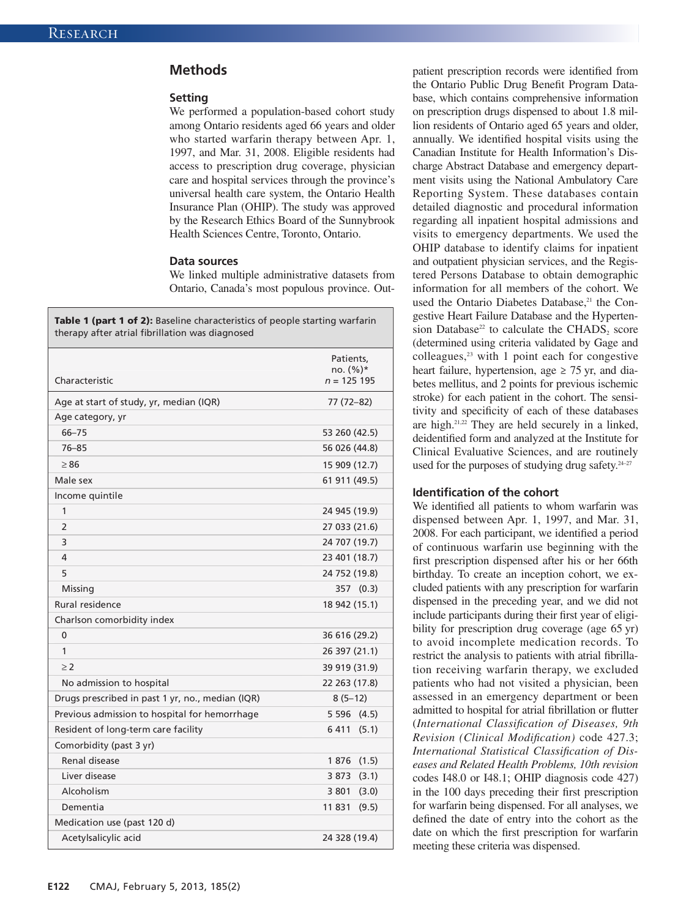## Methods

### Setting

We performed a population-based cohort study among Ontario residents aged 66 years and older who started warfarin therapy between Apr. 1, 1997, and Mar. 31, 2008. Eligible residents had access to prescription drug coverage, physician care and hospital services through the province's universal health care system, the Ontario Health Insurance Plan (OHIP). The study was approved by the Research Ethics Board of the Sunnybrook Health Sciences Centre, Toronto, Ontario.

### Data sources

We linked multiple administrative datasets from Ontario, Canada's most populous province. Outpatient prescription records were identified from the Ontario Public Drug Benefit Program Database, which contains comprehensive information on prescription drugs dispensed to about 1.8 million residents of Ontario aged 65 years and older, annually. We identified hospital visits using the Canadian Institute for Health Information's Discharge Abstract Database and emergency department visits using the National Ambulatory Care Reporting System. These databases contain detailed diagnostic and procedural information regarding all inpatient hospital admissions and visits to emergency departments. We used the OHIP database to identify claims for inpatient and outpatient physician services, and the Registered Persons Database to obtain demographic information for all members of the cohort. We used the Ontario Diabetes Database,[21] the Congestive Heart Failure Database and the Hypertension Database[22] to calculate the $CHADS_2$ score (determined using criteria validated by Gage and colleagues,[23] with 1 point each for congestive heart failure, hypertension, age ≥ 75 yr, and diabetes mellitus, and 2 points for previous ischemic stroke) for each patient in the cohort. The sensitivity and specificity of each of these databases are high.[21,22] They are held securely in a linked, deidentified form and analyzed at the Institute for Clinical Evaluative Sciences, and are routinely used for the purposes of studying drug safety.[24–27]

**Table 1 (part 1 of 2):** Baseline characteristics of people starting warfarin therapy after atrial fibrillation was diagnosed

| Characteristic | Patients, no. (%)* n = 125 195 |
|---|---|
| Age at start of study, yr, median (IQR) | 77 (72–82) |
| Age category, yr | |
| 66–75 | 53 260 (42.5) |
| 76–85 | 56 026 (44.8) |
| ≥ 86 | 15 909 (12.7) |
| Male sex | 61 911 (49.5) |
| Income quintile | |
| 1 | 24 945 (19.9) |
| 2 | 27 033 (21.6) |
| 3 | 24 707 (19.7) |
| 4 | 23 401 (18.7) |
| 5 | 24 752 (19.8) |
| Missing | 357 (0.3) |
| Rural residence | 18 942 (15.1) |
| Charlson comorbidity index | |
| 0 | 36 616 (29.2) |
| 1 | 26 397 (21.1) |
| ≥ 2 | 39 919 (31.9) |
| No admission to hospital | 22 263 (17.8) |
| Drugs prescribed in past 1 yr, no., median (IQR) | 8 (5–12) |
| Previous admission to hospital for hemorrhage | 5 596 (4.5) |
| Resident of long-term care facility | 6 411 (5.1) |
| Comorbidity (past 3 yr) | |
| Renal disease | 1 876 (1.5) |
| Liver disease | 3 873 (3.1) |
| Alcoholism | 3 801 (3.0) |
| Dementia | 11 831 (9.5) |
| Medication use (past 120 d) | |
| Acetylsalicylic acid | 24 328 (19.4) |

### Identification of the cohort

We identified all patients to whom warfarin was dispensed between Apr. 1, 1997, and Mar. 31, 2008. For each participant, we identified a period of continuous warfarin use beginning with the first prescription dispensed after his or her 66th birthday. To create an inception cohort, we excluded patients with any prescription for warfarin dispensed in the preceding year, and we did not include participants during their first year of eligibility for prescription drug coverage (age 65 yr) to avoid incomplete medication records. To restrict the analysis to patients with atrial fibrillation receiving warfarin therapy, we excluded patients who had not visited a physician, been assessed in an emergency department or been admitted to hospital for atrial fibrillation or flutter (*International Classification of Diseases, 9th Revision (Clinical Modification)* code 427.3; *International Statistical Classification of Diseases and Related Health Problems, 10th revision* codes I48.0 or I48.1; OHIP diagnosis code 427) in the 100 days preceding their first prescription for warfarin being dispensed. For all analyses, we defined the date of entry into the cohort as the date on which the first prescription for warfarin meeting these criteria was dispensed.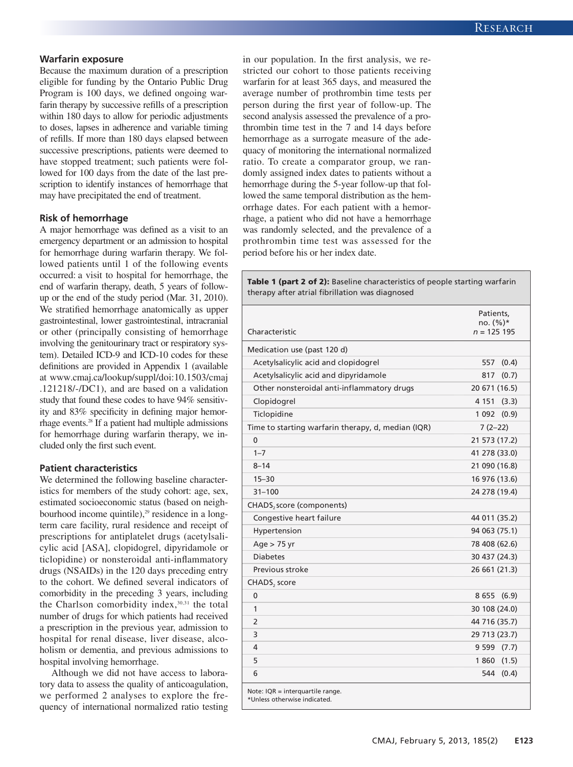### Warfarin exposure

Because the maximum duration of a prescription eligible for funding by the Ontario Public Drug Program is 100 days, we defined ongoing warfarin therapy by successive refills of a prescription within 180 days to allow for periodic adjustments to doses, lapses in adherence and variable timing of refills. If more than 180 days elapsed between successive prescriptions, patients were deemed to have stopped treatment; such patients were followed for 100 days from the date of the last prescription to identify instances of hemorrhage that may have precipitated the end of treatment.

### Risk of hemorrhage

A major hemorrhage was defined as a visit to an emergency department or an admission to hospital for hemorrhage during warfarin therapy. We followed patients until 1 of the following events occurred: a visit to hospital for hemorrhage, the end of warfarin therapy, death, 5 years of follow-up or the end of the study period (Mar. 31, 2010). We stratified hemorrhage anatomically as upper gastrointestinal, lower gastrointestinal, intracranial or other (principally consisting of hemorrhage involving the genitourinary tract or respiratory system). Detailed ICD-9 and ICD-10 codes for these definitions are provided in Appendix 1 (available at www.cmaj.ca/lookup/suppl/doi:10.1503/cmaj.121218/-/DC1), and are based on a validation study that found these codes to have 94% sensitivity and 83% specificity in defining major hemorrhage events.[28] If a patient had multiple admissions for hemorrhage during warfarin therapy, we included only the first such event.

### Patient characteristics

We determined the following baseline characteristics for members of the study cohort: age, sex, estimated socioeconomic status (based on neighbourhood income quintile),[29] residence in a long-term care facility, rural residence and receipt of prescriptions for antiplatelet drugs (acetylsalicylic acid [ASA], clopidogrel, dipyridamole or ticlopidine) or nonsteroidal anti-inflammatory drugs (NSAIDs) in the 120 days preceding entry to the cohort. We defined several indicators of comorbidity in the preceding 3 years, including the Charlson comorbidity index,[30,31] the total number of drugs for which patients had received a prescription in the previous year, admission to hospital for renal disease, liver disease, alcoholism or dementia, and previous admissions to hospital involving hemorrhage.

Although we did not have access to laboratory data to assess the quality of anticoagulation, we performed 2 analyses to explore the frequency of international normalized ratio testing in our population. In the first analysis, we restricted our cohort to those patients receiving warfarin for at least 365 days, and measured the average number of prothrombin time tests per person during the first year of follow-up. The second analysis assessed the prevalence of a prothrombin time test in the 7 and 14 days before hemorrhage as a surrogate measure of the adequacy of monitoring the international normalized ratio. To create a comparator group, we randomly assigned index dates to patients without a hemorrhage during the 5-year follow-up that followed the same temporal distribution as the hemorrhage dates. For each patient with a hemorrhage, a patient who did not have a hemorrhage was randomly selected, and the prevalence of a prothrombin time test was assessed for the period before his or her index date.

**Table 1 (part 2 of 2):** Baseline characteristics of people starting warfarin therapy after atrial fibrillation was diagnosed

| Characteristic | Patients, no. (%)* $n$ = 125 195 |
|---|---|
| Medication use (past 120 d) | |
| Acetylsalicylic acid and clopidogrel | 557 (0.4) |
| Acetylsalicylic acid and dipyridamole | 817 (0.7) |
| Other nonsteroidal anti-inflammatory drugs | 20 671 (16.5) |
| Clopidogrel | 4 151 (3.3) |
| Ticlopidine | 1 092 (0.9) |
| Time to starting warfarin therapy, d, median (IQR) | 7 (2–22) |
| 0 | 21 573 (17.2) |
| 1–7 | 41 278 (33.0) |
| 8–14 | 21 090 (16.8) |
| 15–30 | 16 976 (13.6) |
| 31–100 | 24 278 (19.4) |
| $CHADS_2$ score (components) | |
| Congestive heart failure | 44 011 (35.2) |
| Hypertension | 94 063 (75.1) |
| Age > 75 yr | 78 408 (62.6) |
| Diabetes | 30 437 (24.3) |
| Previous stroke | 26 661 (21.3) |
| $CHADS_2$ score | |
| 0 | 8 655 (6.9) |
| 1 | 30 108 (24.0) |
| 2 | 44 716 (35.7) |
| 3 | 29 713 (23.7) |
| 4 | 9 599 (7.7) |
| 5 | 1 860 (1.5) |
| 6 | 544 (0.4) |

Note: IQR = interquartile range.
*Unless otherwise indicated.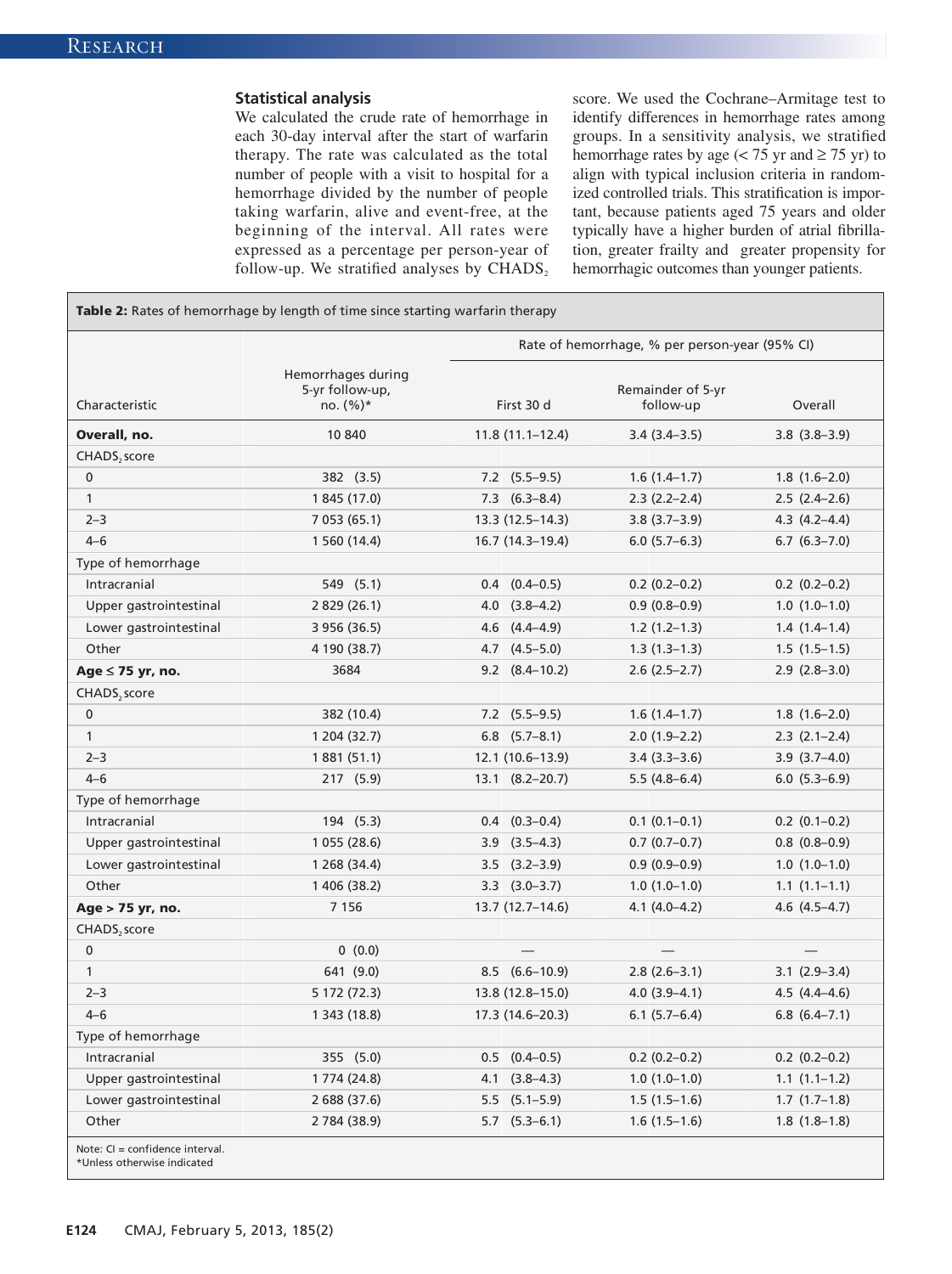### Statistical analysis

We calculated the crude rate of hemorrhage in each 30-day interval after the start of warfarin therapy. The rate was calculated as the total number of people with a visit to hospital for a hemorrhage divided by the number of people taking warfarin, alive and event-free, at the beginning of the interval. All rates were expressed as a percentage per person-year of follow-up. We stratified analyses by $CHADS_2$ score. We used the Cochrane–Armitage test to identify differences in hemorrhage rates among groups. In a sensitivity analysis, we stratified hemorrhage rates by age (< 75 yr and ≥ 75 yr) to align with typical inclusion criteria in randomized controlled trials. This stratification is important, because patients aged 75 years and older typically have a higher burden of atrial fibrillation, greater frailty and greater propensity for hemorrhagic outcomes than younger patients.

**Table 2:** Rates of hemorrhage by length of time since starting warfarin therapy

| Characteristic | Hemorrhages during 5-yr follow-up, no. (%)* | Rate of hemorrhage, % per person-year (95% CI) | | |
|---|---|---|---|---|
| | | First 30 d | Remainder of 5-yr follow-up | Overall |
| **Overall, no.** | 10 840 | 11.8 (11.1–12.4) | 3.4 (3.4–3.5) | 3.8 (3.8–3.9) |
| $CHADS_2$ score | | | | |
| 0 | 382 (3.5) | 7.2 (5.5–9.5) | 1.6 (1.4–1.7) | 1.8 (1.6–2.0) |
| 1 | 1 845 (17.0) | 7.3 (6.3–8.4) | 2.3 (2.2–2.4) | 2.5 (2.4–2.6) |
| 2–3 | 7 053 (65.1) | 13.3 (12.5–14.3) | 3.8 (3.7–3.9) | 4.3 (4.2–4.4) |
| 4–6 | 1 560 (14.4) | 16.7 (14.3–19.4) | 6.0 (5.7–6.3) | 6.7 (6.3–7.0) |
| Type of hemorrhage | | | | |
| Intracranial | 549 (5.1) | 0.4 (0.4–0.5) | 0.2 (0.2–0.2) | 0.2 (0.2–0.2) |
| Upper gastrointestinal | 2 829 (26.1) | 4.0 (3.8–4.2) | 0.9 (0.8–0.9) | 1.0 (1.0–1.0) |
| Lower gastrointestinal | 3 956 (36.5) | 4.6 (4.4–4.9) | 1.2 (1.2–1.3) | 1.4 (1.4–1.4) |
| Other | 4 190 (38.7) | 4.7 (4.5–5.0) | 1.3 (1.3–1.3) | 1.5 (1.5–1.5) |
| **Age ≤ 75 yr, no.** | 3684 | 9.2 (8.4–10.2) | 2.6 (2.5–2.7) | 2.9 (2.8–3.0) |
| $CHADS_2$ score | | | | |
| 0 | 382 (10.4) | 7.2 (5.5–9.5) | 1.6 (1.4–1.7) | 1.8 (1.6–2.0) |
| 1 | 1 204 (32.7) | 6.8 (5.7–8.1) | 2.0 (1.9–2.2) | 2.3 (2.1–2.4) |
| 2–3 | 1 881 (51.1) | 12.1 (10.6–13.9) | 3.4 (3.3–3.6) | 3.9 (3.7–4.0) |
| 4–6 | 217 (5.9) | 13.1 (8.2–20.7) | 5.5 (4.8–6.4) | 6.0 (5.3–6.9) |
| Type of hemorrhage | | | | |
| Intracranial | 194 (5.3) | 0.4 (0.3–0.4) | 0.1 (0.1–0.1) | 0.2 (0.1–0.2) |
| Upper gastrointestinal | 1 055 (28.6) | 3.9 (3.5–4.3) | 0.7 (0.7–0.7) | 0.8 (0.8–0.9) |
| Lower gastrointestinal | 1 268 (34.4) | 3.5 (3.2–3.9) | 0.9 (0.9–0.9) | 1.0 (1.0–1.0) |
| Other | 1 406 (38.2) | 3.3 (3.0–3.7) | 1.0 (1.0–1.0) | 1.1 (1.1–1.1) |
| **Age > 75 yr, no.** | 7 156 | 13.7 (12.7–14.6) | 4.1 (4.0–4.2) | 4.6 (4.5–4.7) |
| $CHADS_2$ score | | | | |
| 0 | 0 (0.0) | — | — | — |
| 1 | 641 (9.0) | 8.5 (6.6–10.9) | 2.8 (2.6–3.1) | 3.1 (2.9–3.4) |
| 2–3 | 5 172 (72.3) | 13.8 (12.8–15.0) | 4.0 (3.9–4.1) | 4.5 (4.4–4.6) |
| 4–6 | 1 343 (18.8) | 17.3 (14.6–20.3) | 6.1 (5.7–6.4) | 6.8 (6.4–7.1) |
| Type of hemorrhage | | | | |
| Intracranial | 355 (5.0) | 0.5 (0.4–0.5) | 0.2 (0.2–0.2) | 0.2 (0.2–0.2) |
| Upper gastrointestinal | 1 774 (24.8) | 4.1 (3.8–4.3) | 1.0 (1.0–1.0) | 1.1 (1.1–1.2) |
| Lower gastrointestinal | 2 688 (37.6) | 5.5 (5.1–5.9) | 1.5 (1.5–1.6) | 1.7 (1.7–1.8) |
| Other | 2 784 (38.9) | 5.7 (5.3–6.1) | 1.6 (1.5–1.6) | 1.8 (1.8–1.8) |

Note: CI = confidence interval.
*Unless otherwise indicated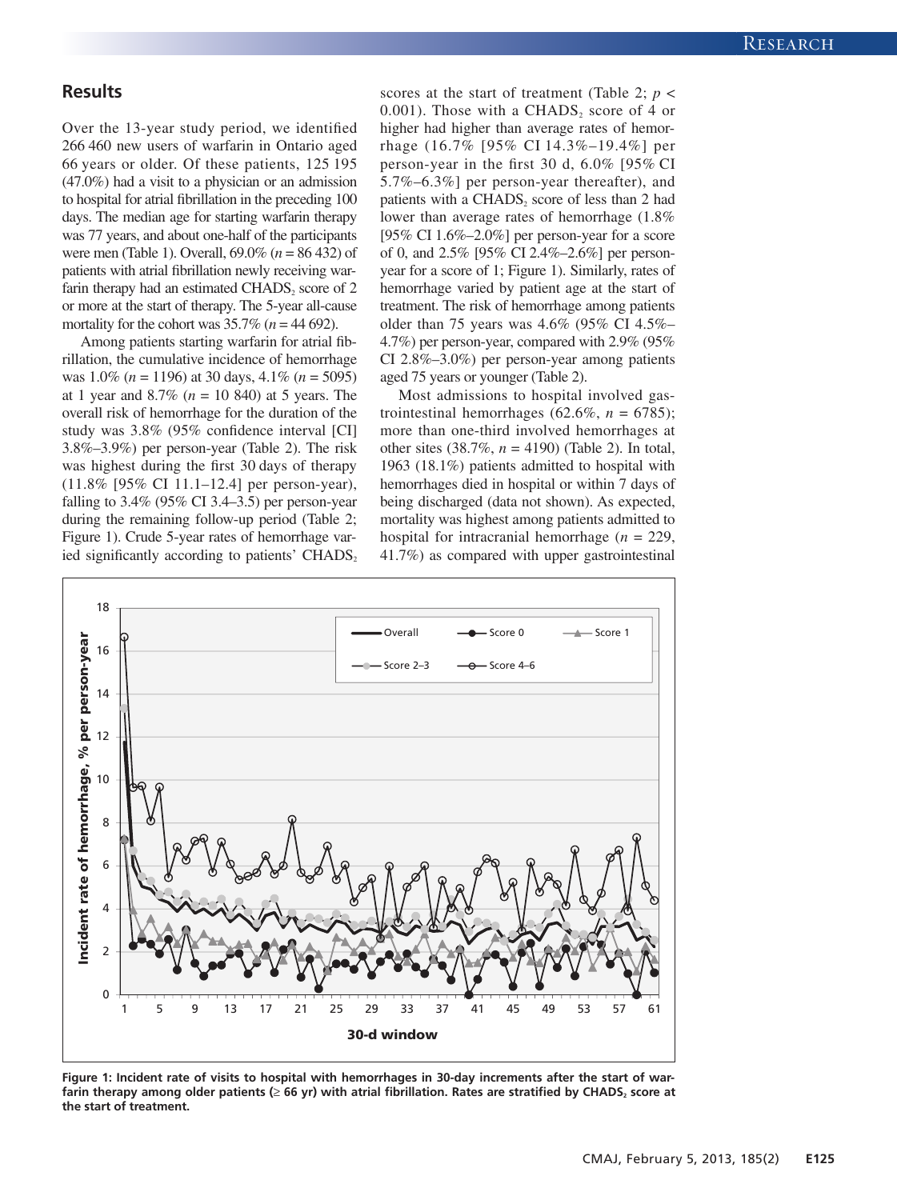## Results

Over the 13-year study period, we identified 266 460 new users of warfarin in Ontario aged 66 years or older. Of these patients, 125 195 (47.0%) had a visit to a physician or an admission to hospital for atrial fibrillation in the preceding 100 days. The median age for starting warfarin therapy was 77 years, and about one-half of the participants were men (Table 1). Overall, 69.0% ($n$ = 86 432) of patients with atrial fibrillation newly receiving warfarin therapy had an estimated $CHADS_2$ score of 2 or more at the start of therapy. The 5-year all-cause mortality for the cohort was 35.7% ($n$ = 44 692).

Among patients starting warfarin for atrial fibrillation, the cumulative incidence of hemorrhage was 1.0% ($n$ = 1196) at 30 days, 4.1% ($n$ = 5095) at 1 year and 8.7% ($n$ = 10 840) at 5 years. The overall risk of hemorrhage for the duration of the study was 3.8% (95% confidence interval [CI] 3.8%–3.9%) per person-year (Table 2). The risk was highest during the first 30 days of therapy (11.8% [95% CI 11.1–12.4] per person-year), falling to 3.4% (95% CI 3.4–3.5) per person-year during the remaining follow-up period (Table 2; Figure 1). Crude 5-year rates of hemorrhage varied significantly according to patients' $CHADS_2$ scores at the start of treatment (Table 2; $p < 0.001$). Those with a $CHADS_2$ score of 4 or higher had higher than average rates of hemorrhage (16.7% [95% CI 14.3%–19.4%] per person-year in the first 30 d, 6.0% [95% CI 5.7%–6.3%] per person-year thereafter), and patients with a $CHADS_2$ score of less than 2 had lower than average rates of hemorrhage (1.8% [95% CI 1.6%–2.0%] per person-year for a score of 0, and 2.5% [95% CI 2.4%–2.6%] per person-year for a score of 1; Figure 1). Similarly, rates of hemorrhage varied by patient age at the start of treatment. The risk of hemorrhage among patients older than 75 years was 4.6% (95% CI 4.5%–4.7%) per person-year, compared with 2.9% (95% CI 2.8%–3.0%) per person-year among patients aged 75 years or younger (Table 2).

Most admissions to hospital involved gastrointestinal hemorrhages (62.6%, $n$ = 6785); more than one-third involved hemorrhages at other sites (38.7%, $n$ = 4190) (Table 2). In total, 1963 (18.1%) patients admitted to hospital with hemorrhages died in hospital or within 7 days of being discharged (data not shown). As expected, mortality was highest among patients admitted to hospital for intracranial hemorrhage ($n$ = 229, 41.7%) as compared with upper gastrointestinal

**Figure 1: Incident rate of visits to hospital with hemorrhages in 30-day increments after the start of warfarin therapy among older patients (≥ 66 yr) with atrial fibrillation. Rates are stratified by $CHADS_2$ score at the start of treatment.**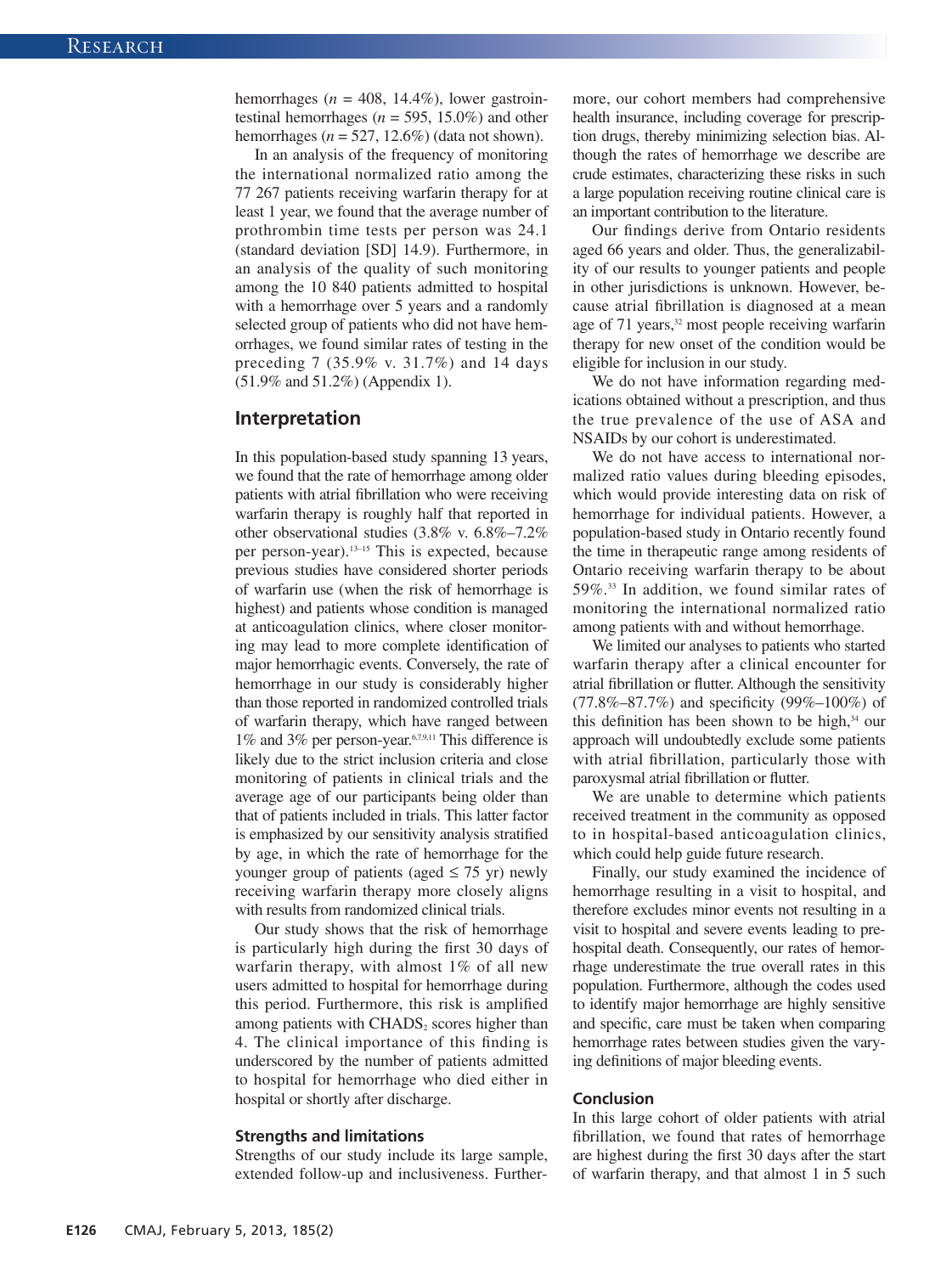hemorrhages ($n$ = 408, 14.4%), lower gastrointestinal hemorrhages ($n$ = 595, 15.0%) and other hemorrhages ($n$ = 527, 12.6%) (data not shown).

In an analysis of the frequency of monitoring the international normalized ratio among the 77 267 patients receiving warfarin therapy for at least 1 year, we found that the average number of prothrombin time tests per person was 24.1 (standard deviation [SD] 14.9). Furthermore, in an analysis of the quality of such monitoring among the 10 840 patients admitted to hospital with a hemorrhage over 5 years and a randomly selected group of patients who did not have hemorrhages, we found similar rates of testing in the preceding 7 (35.9% v. 31.7%) and 14 days (51.9% and 51.2%) (Appendix 1).

## Interpretation

In this population-based study spanning 13 years, we found that the rate of hemorrhage among older patients with atrial fibrillation who were receiving warfarin therapy is roughly half that reported in other observational studies (3.8% v. 6.8%–7.2% per person-year).[13–15] This is expected, because previous studies have considered shorter periods of warfarin use (when the risk of hemorrhage is highest) and patients whose condition is managed at anticoagulation clinics, where closer monitoring may lead to more complete identification of major hemorrhagic events. Conversely, the rate of hemorrhage in our study is considerably higher than those reported in randomized controlled trials of warfarin therapy, which have ranged between 1% and 3% per person-year.[6,7,9,11] This difference is likely due to the strict inclusion criteria and close monitoring of patients in clinical trials and the average age of our participants being older than that of patients included in trials. This latter factor is emphasized by our sensitivity analysis stratified by age, in which the rate of hemorrhage for the younger group of patients (aged ≤ 75 yr) newly receiving warfarin therapy more closely aligns with results from randomized clinical trials.

Our study shows that the risk of hemorrhage is particularly high during the first 30 days of warfarin therapy, with almost 1% of all new users admitted to hospital for hemorrhage during this period. Furthermore, this risk is amplified among patients with $CHADS_2$ scores higher than 4. The clinical importance of this finding is underscored by the number of patients admitted to hospital for hemorrhage who died either in hospital or shortly after discharge.

### Strengths and limitations

Strengths of our study include its large sample, extended follow-up and inclusiveness. Furthermore, our cohort members had comprehensive health insurance, including coverage for prescription drugs, thereby minimizing selection bias. Although the rates of hemorrhage we describe are crude estimates, characterizing these risks in such a large population receiving routine clinical care is an important contribution to the literature.

Our findings derive from Ontario residents aged 66 years and older. Thus, the generalizability of our results to younger patients and people in other jurisdictions is unknown. However, because atrial fibrillation is diagnosed at a mean age of 71 years,[32] most people receiving warfarin therapy for new onset of the condition would be eligible for inclusion in our study.

We do not have information regarding medications obtained without a prescription, and thus the true prevalence of the use of ASA and NSAIDs by our cohort is underestimated.

We do not have access to international normalized ratio values during bleeding episodes, which would provide interesting data on risk of hemorrhage for individual patients. However, a population-based study in Ontario recently found the time in therapeutic range among residents of Ontario receiving warfarin therapy to be about 59%.[33] In addition, we found similar rates of monitoring the international normalized ratio among patients with and without hemorrhage.

We limited our analyses to patients who started warfarin therapy after a clinical encounter for atrial fibrillation or flutter. Although the sensitivity (77.8%–87.7%) and specificity (99%–100%) of this definition has been shown to be high,[34] our approach will undoubtedly exclude some patients with atrial fibrillation, particularly those with paroxysmal atrial fibrillation or flutter.

We are unable to determine which patients received treatment in the community as opposed to in hospital-based anticoagulation clinics, which could help guide future research.

Finally, our study examined the incidence of hemorrhage resulting in a visit to hospital, and therefore excludes minor events not resulting in a visit to hospital and severe events leading to prehospital death. Consequently, our rates of hemorrhage underestimate the true overall rates in this population. Furthermore, although the codes used to identify major hemorrhage are highly sensitive and specific, care must be taken when comparing hemorrhage rates between studies given the varying definitions of major bleeding events.

### Conclusion

In this large cohort of older patients with atrial fibrillation, we found that rates of hemorrhage are highest during the first 30 days after the start of warfarin therapy, and that almost 1 in 5 such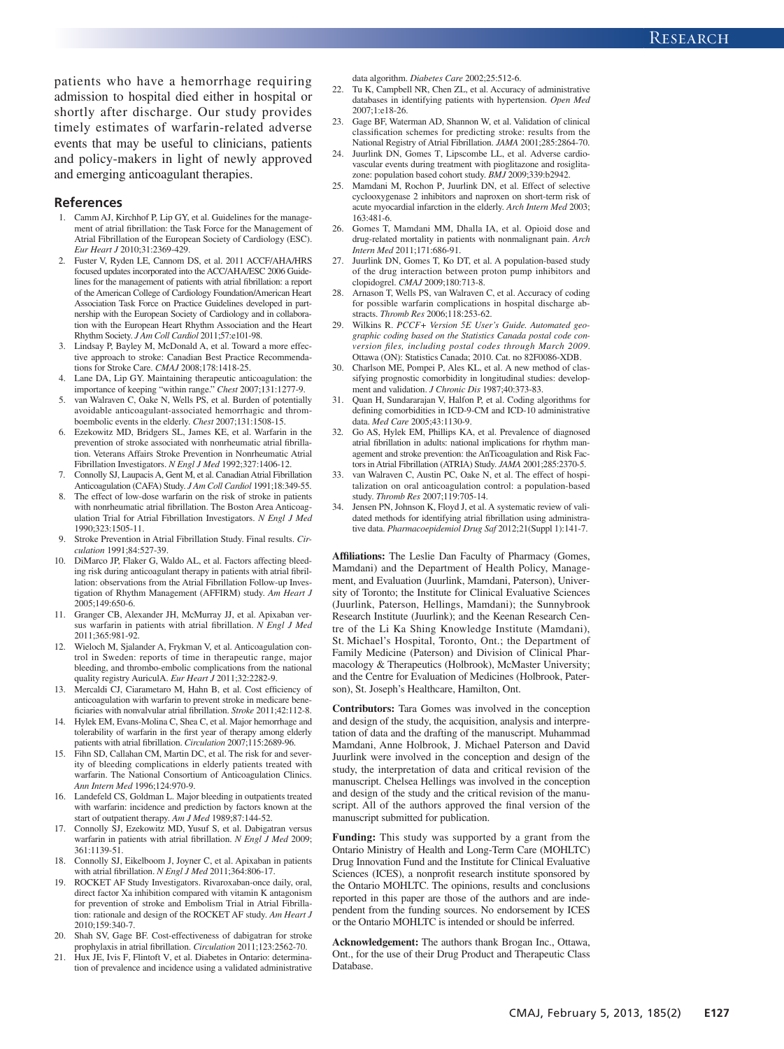patients who have a hemorrhage requiring admission to hospital died either in hospital or shortly after discharge. Our study provides timely estimates of warfarin-related adverse events that may be useful to clinicians, patients and policy-makers in light of newly approved and emerging anticoagulant therapies.

## References

1. Camm AJ, Kirchhof P, Lip GY, et al. Guidelines for the management of atrial fibrillation: the Task Force for the Management of Atrial Fibrillation of the European Society of Cardiology (ESC). *Eur Heart J* 2010;31:2369-429.
2. Fuster V, Ryden LE, Cannom DS, et al. 2011 ACCF/AHA/HRS focused updates incorporated into the ACC/AHA/ESC 2006 Guidelines for the management of patients with atrial fibrillation: a report of the American College of Cardiology Foundation/American Heart Association Task Force on Practice Guidelines developed in partnership with the European Society of Cardiology and in collaboration with the European Heart Rhythm Association and the Heart Rhythm Society. *J Am Coll Cardiol* 2011;57:e101-98.
3. Lindsay P, Bayley M, McDonald A, et al. Toward a more effective approach to stroke: Canadian Best Practice Recommendations for Stroke Care. *CMAJ* 2008;178:1418-25.
4. Lane DA, Lip GY. Maintaining therapeutic anticoagulation: the importance of keeping "within range." *Chest* 2007;131:1277-9.
5. van Walraven C, Oake N, Wells PS, et al. Burden of potentially avoidable anticoagulant-associated hemorrhagic and thromboembolic events in the elderly. *Chest* 2007;131:1508-15.
6. Ezekowitz MD, Bridgers SL, James KE, et al. Warfarin in the prevention of stroke associated with nonrheumatic atrial fibrillation. Veterans Affairs Stroke Prevention in Nonrheumatic Atrial Fibrillation Investigators. *N Engl J Med* 1992;327:1406-12.
7. Connolly SJ, Laupacis A, Gent M, et al. Canadian Atrial Fibrillation Anticoagulation (CAFA) Study. *J Am Coll Cardiol* 1991;18:349-55.
8. The effect of low-dose warfarin on the risk of stroke in patients with nonrheumatic atrial fibrillation. The Boston Area Anticoagulation Trial for Atrial Fibrillation Investigators. *N Engl J Med* 1990;323:1505-11.
9. Stroke Prevention in Atrial Fibrillation Study. Final results. *Circulation* 1991;84:527-39.
10. DiMarco JP, Flaker G, Waldo AL, et al. Factors affecting bleeding risk during anticoagulant therapy in patients with atrial fibrillation: observations from the Atrial Fibrillation Follow-up Investigation of Rhythm Management (AFFIRM) study. *Am Heart J* 2005;149:650-6.
11. Granger CB, Alexander JH, McMurray JJ, et al. Apixaban versus warfarin in patients with atrial fibrillation. *N Engl J Med* 2011;365:981-92.
12. Wieloch M, Sjalander A, Frykman V, et al. Anticoagulation control in Sweden: reports of time in therapeutic range, major bleeding, and thrombo-embolic complications from the national quality registry AuriculA. *Eur Heart J* 2011;32:2282-9.
13. Mercaldi CJ, Ciarametaro M, Hahn B, et al. Cost efficiency of anticoagulation with warfarin to prevent stroke in medicare beneficiaries with nonvalvular atrial fibrillation. *Stroke* 2011;42:112-8.
14. Hylek EM, Evans-Molina C, Shea C, et al. Major hemorrhage and tolerability of warfarin in the first year of therapy among elderly patients with atrial fibrillation. *Circulation* 2007;115:2689-96.
15. Fihn SD, Callahan CM, Martin DC, et al. The risk for and severity of bleeding complications in elderly patients treated with warfarin. The National Consortium of Anticoagulation Clinics. *Ann Intern Med* 1996;124:970-9.
16. Landefeld CS, Goldman L. Major bleeding in outpatients treated with warfarin: incidence and prediction by factors known at the start of outpatient therapy. *Am J Med* 1989;87:144-52.
17. Connolly SJ, Ezekowitz MD, Yusuf S, et al. Dabigatran versus warfarin in patients with atrial fibrillation. *N Engl J Med* 2009;361:1139-51.
18. Connolly SJ, Eikelboom J, Joyner C, et al. Apixaban in patients with atrial fibrillation. *N Engl J Med* 2011;364:806-17.
19. ROCKET AF Study Investigators. Rivaroxaban-once daily, oral, direct factor Xa inhibition compared with vitamin K antagonism for prevention of stroke and Embolism Trial in Atrial Fibrillation: rationale and design of the ROCKET AF study. *Am Heart J* 2010;159:340-7.
20. Shah SV, Gage BF. Cost-effectiveness of dabigatran for stroke prophylaxis in atrial fibrillation. *Circulation* 2011;123:2562-70.
21. Hux JE, Ivis F, Flintoft V, et al. Diabetes in Ontario: determination of prevalence and incidence using a validated administrative data algorithm. *Diabetes Care* 2002;25:512-6.
22. Tu K, Campbell NR, Chen ZL, et al. Accuracy of administrative databases in identifying patients with hypertension. *Open Med* 2007;1:e18-26.
23. Gage BF, Waterman AD, Shannon W, et al. Validation of clinical classification schemes for predicting stroke: results from the National Registry of Atrial Fibrillation. *JAMA* 2001;285:2864-70.
24. Juurlink DN, Gomes T, Lipscombe LL, et al. Adverse cardiovascular events during treatment with pioglitazone and rosiglitazone: population based cohort study. *BMJ* 2009;339:b2942.
25. Mamdani M, Rochon P, Juurlink DN, et al. Effect of selective cyclooxygenase 2 inhibitors and naproxen on short-term risk of acute myocardial infarction in the elderly. *Arch Intern Med* 2003;163:481-6.
26. Gomes T, Mamdani MM, Dhalla IA, et al. Opioid dose and drug-related mortality in patients with nonmalignant pain. *Arch Intern Med* 2011;171:686-91.
27. Juurlink DN, Gomes T, Ko DT, et al. A population-based study of the drug interaction between proton pump inhibitors and clopidogrel. *CMAJ* 2009;180:713-8.
28. Arnason T, Wells PS, van Walraven C, et al. Accuracy of coding for possible warfarin complications in hospital discharge abstracts. *Thromb Res* 2006;118:253-62.
29. Wilkins R. *PCCF+ Version 5E User's Guide. Automated geographic coding based on the Statistics Canada postal code conversion files, including postal codes through March 2009.* Ottawa (ON): Statistics Canada; 2010. Cat. no 82F0086-XDB.
30. Charlson ME, Pompei P, Ales KL, et al. A new method of classifying prognostic comorbidity in longitudinal studies: development and validation. *J Chronic Dis* 1987;40:373-83.
31. Quan H, Sundararajan V, Halfon P, et al. Coding algorithms for defining comorbidities in ICD-9-CM and ICD-10 administrative data. *Med Care* 2005;43:1130-9.
32. Go AS, Hylek EM, Phillips KA, et al. Prevalence of diagnosed atrial fibrillation in adults: national implications for rhythm management and stroke prevention: the AnTicoagulation and Risk Factors in Atrial Fibrillation (ATRIA) Study. *JAMA* 2001;285:2370-5.
33. van Walraven C, Austin PC, Oake N, et al. The effect of hospitalization on oral anticoagulation control: a population-based study. *Thromb Res* 2007;119:705-14.
34. Jensen PN, Johnson K, Floyd J, et al. A systematic review of validated methods for identifying atrial fibrillation using administrative data. *Pharmacoepidemiol Drug Saf* 2012;21(Suppl 1):141-7.

**Affiliations:** The Leslie Dan Faculty of Pharmacy (Gomes, Mamdani) and the Department of Health Policy, Management, and Evaluation (Juurlink, Mamdani, Paterson), University of Toronto; the Institute for Clinical Evaluative Sciences (Juurlink, Paterson, Hellings, Mamdani); the Sunnybrook Research Institute (Juurlink); and the Keenan Research Centre of the Li Ka Shing Knowledge Institute (Mamdani), St. Michael's Hospital, Toronto, Ont.; the Department of Family Medicine (Paterson) and Division of Clinical Pharmacology & Therapeutics (Holbrook), McMaster University; and the Centre for Evaluation of Medicines (Holbrook, Paterson), St. Joseph's Healthcare, Hamilton, Ont.

**Contributors:** Tara Gomes was involved in the conception and design of the study, the acquisition, analysis and interpretation of data and the drafting of the manuscript. Muhammad Mamdani, Anne Holbrook, J. Michael Paterson and David Juurlink were involved in the conception and design of the study, the interpretation of data and critical revision of the manuscript. Chelsea Hellings was involved in the conception and design of the study and the critical revision of the manuscript. All of the authors approved the final version of the manuscript submitted for publication.

**Funding:** This study was supported by a grant from the Ontario Ministry of Health and Long-Term Care (MOHLTC) Drug Innovation Fund and the Institute for Clinical Evaluative Sciences (ICES), a nonprofit research institute sponsored by the Ontario MOHLTC. The opinions, results and conclusions reported in this paper are those of the authors and are independent from the funding sources. No endorsement by ICES or the Ontario MOHLTC is intended or should be inferred.

**Acknowledgement:** The authors thank Brogan Inc., Ottawa, Ont., for the use of their Drug Product and Therapeutic Class Database.